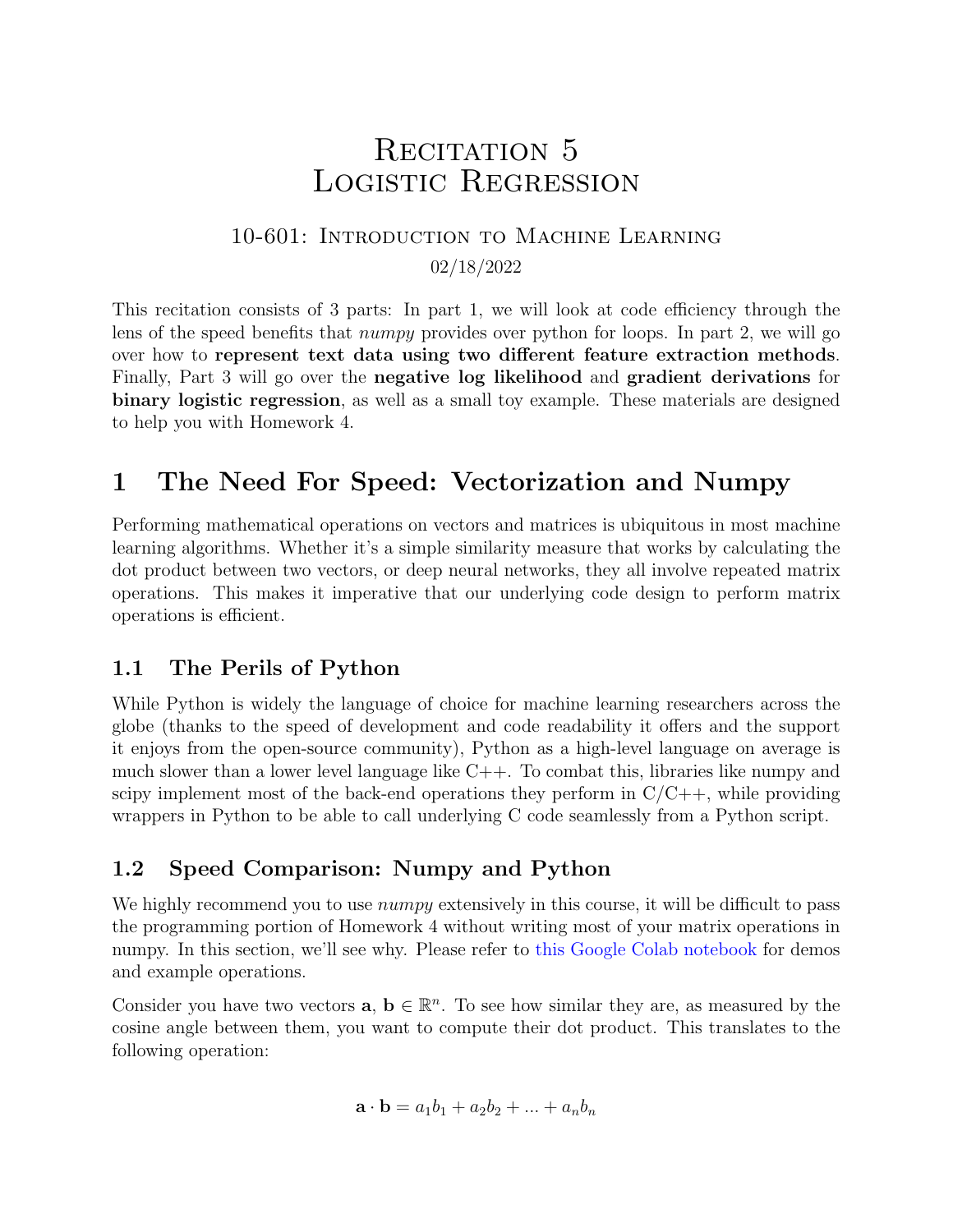# Recitation 5
# Logistic Regression

### 10-601: Introduction to Machine Learning

02/18/2022

This recitation consists of 3 parts: In part 1, we will look at code efficiency through the lens of the speed benefits that *numpy* provides over python for loops. In part 2, we will go over how to **represent text data using two different feature extraction methods**. Finally, Part 3 will go over the **negative log likelihood** and **gradient derivations** for **binary logistic regression**, as well as a small toy example. These materials are designed to help you with Homework 4.

## 1 The Need For Speed: Vectorization and Numpy

Performing mathematical operations on vectors and matrices is ubiquitous in most machine learning algorithms. Whether it's a simple similarity measure that works by calculating the dot product between two vectors, or deep neural networks, they all involve repeated matrix operations. This makes it imperative that our underlying code design to perform matrix operations is efficient.

### 1.1 The Perils of Python

While Python is widely the language of choice for machine learning researchers across the globe (thanks to the speed of development and code readability it offers and the support it enjoys from the open-source community), Python as a high-level language on average is much slower than a lower level language like C++. To combat this, libraries like numpy and scipy implement most of the back-end operations they perform in C/C++, while providing wrappers in Python to be able to call underlying C code seamlessly from a Python script.

### 1.2 Speed Comparison: Numpy and Python

We highly recommend you to use *numpy* extensively in this course, it will be difficult to pass the programming portion of Homework 4 without writing most of your matrix operations in numpy. In this section, we'll see why. Please refer to this Google Colab notebook for demos and example operations.

Consider you have two vectors $\mathbf{a}$, $\mathbf{b} \in \mathbb{R}^n$. To see how similar they are, as measured by the cosine angle between them, you want to compute their dot product. This translates to the following operation:

$$\mathbf{a} \cdot \mathbf{b} = a_1 b_1 + a_2 b_2 + ... + a_n b_n$$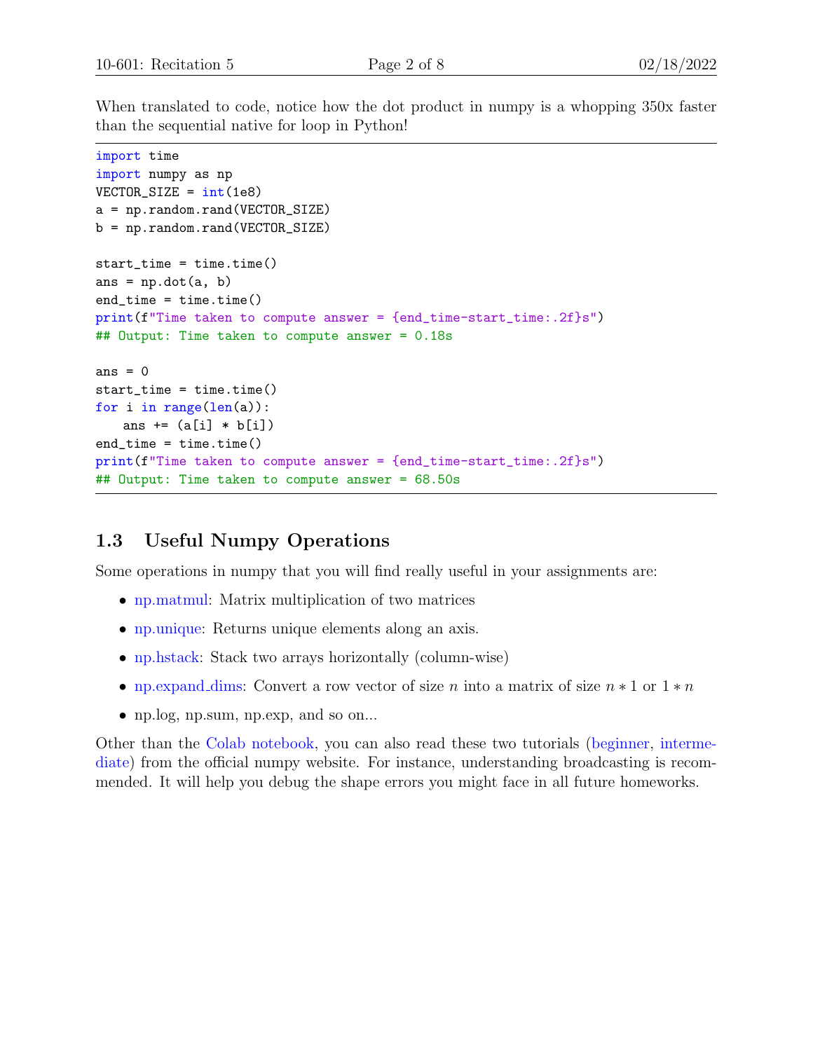When translated to code, notice how the dot product in numpy is a whopping 350x faster than the sequential native for loop in Python!

```
import time
import numpy as np
VECTOR_SIZE = int(1e8)
a = np.random.rand(VECTOR_SIZE)
b = np.random.rand(VECTOR_SIZE)

start_time = time.time()
ans = np.dot(a, b)
end_time = time.time()
print(f"Time taken to compute answer = {end_time-start_time:.2f}s")
## Output: Time taken to compute answer = 0.18s

ans = 0
start_time = time.time()
for i in range(len(a)):
    ans += (a[i] * b[i])
end_time = time.time()
print(f"Time taken to compute answer = {end_time-start_time:.2f}s")
## Output: Time taken to compute answer = 68.50s
```

### 1.3 Useful Numpy Operations

Some operations in numpy that you will find really useful in your assignments are:

- np.matmul: Matrix multiplication of two matrices
- np.unique: Returns unique elements along an axis.
- np.hstack: Stack two arrays horizontally (column-wise)
- np.expand_dims: Convert a row vector of size $n$ into a matrix of size $n * 1$ or $1 * n$
- np.log, np.sum, np.exp, and so on...

Other than the Colab notebook, you can also read these two tutorials (beginner, intermediate) from the official numpy website. For instance, understanding broadcasting is recommended. It will help you debug the shape errors you might face in all future homeworks.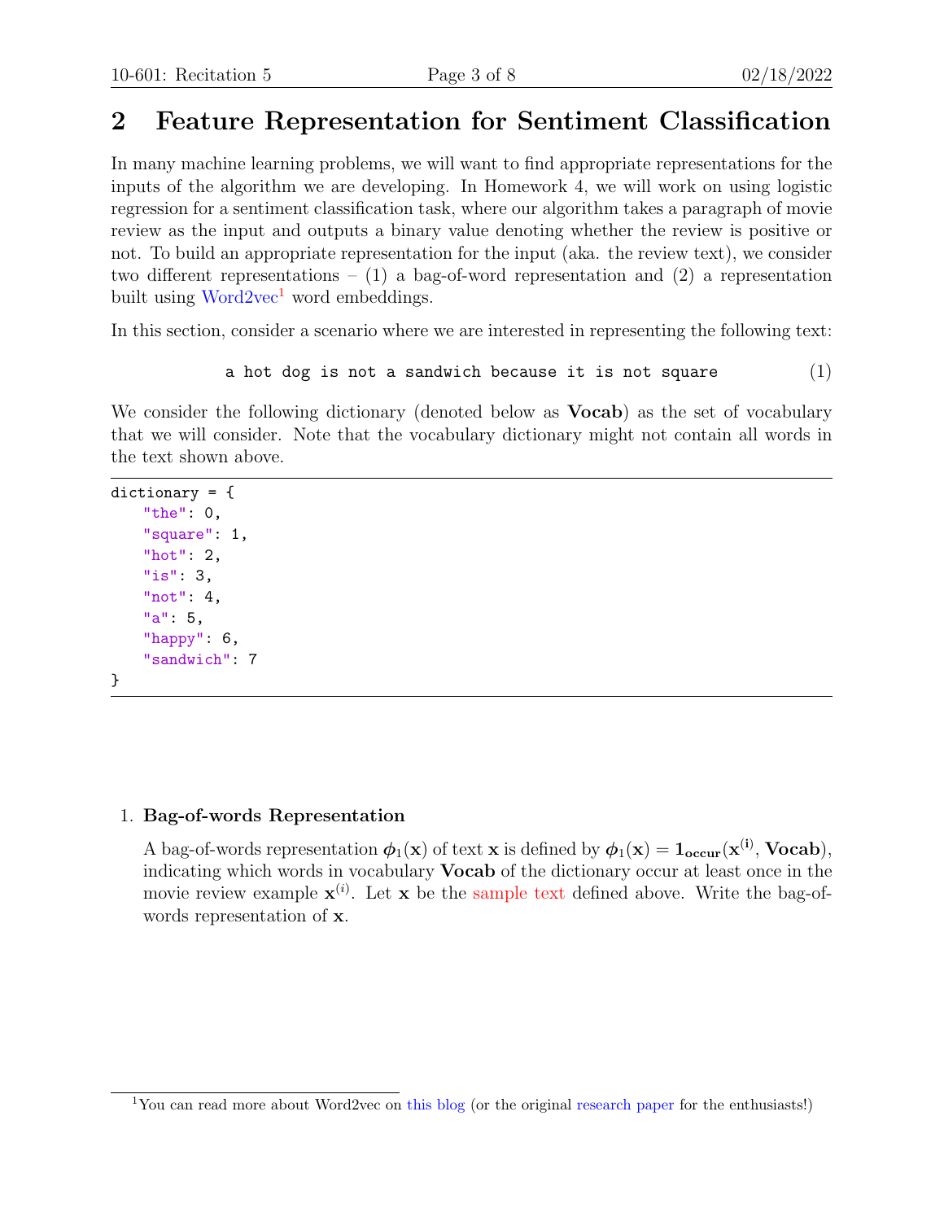# 2 Feature Representation for Sentiment Classification

In many machine learning problems, we will want to find appropriate representations for the inputs of the algorithm we are developing. In Homework 4, we will work on using logistic regression for a sentiment classification task, where our algorithm takes a paragraph of movie review as the input and outputs a binary value denoting whether the review is positive or not. To build an appropriate representation for the input (aka. the review text), we consider two different representations – (1) a bag-of-word representation and (2) a representation built using Word2vec[1] word embeddings.

In this section, consider a scenario where we are interested in representing the following text:

```
a hot dog is not a sandwich because it is not square
```
(1)

We consider the following dictionary (denoted below as **Vocab**) as the set of vocabulary that we will consider. Note that the vocabulary dictionary might not contain all words in the text shown above.

```
dictionary = {
    "the": 0,
    "square": 1,
    "hot": 2,
    "is": 3,
    "not": 4,
    "a": 5,
    "happy": 6,
    "sandwich": 7
}
```

1. **Bag-of-words Representation**

   A bag-of-words representation $\boldsymbol{\phi}_1(\mathbf{x})$ of text $\mathbf{x}$ is defined by $\boldsymbol{\phi}_1(\mathbf{x}) = \mathbf{1_{occur}}(\mathbf{x^{(i)}}, \mathbf{Vocab})$, indicating which words in vocabulary **Vocab** of the dictionary occur at least once in the movie review example $\mathbf{x}^{(i)}$. Let $\mathbf{x}$ be the sample text defined above. Write the bag-of-words representation of $\mathbf{x}$.

[1] You can read more about Word2vec on this blog (or the original research paper for the enthusiasts!)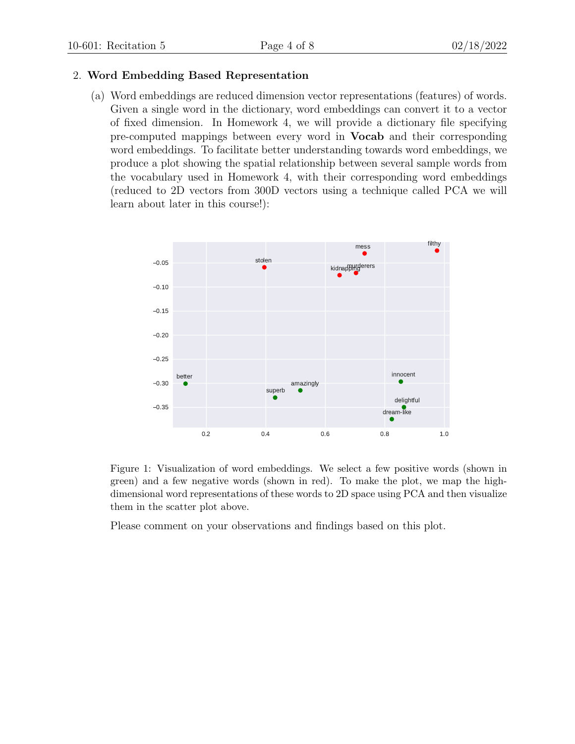2. **Word Embedding Based Representation**

   (a) Word embeddings are reduced dimension vector representations (features) of words. Given a single word in the dictionary, word embeddings can convert it to a vector of fixed dimension. In Homework 4, we will provide a dictionary file specifying pre-computed mappings between every word in **Vocab** and their corresponding word embeddings. To facilitate better understanding towards word embeddings, we produce a plot showing the spatial relationship between several sample words from the vocabulary used in Homework 4, with their corresponding word embeddings (reduced to 2D vectors from 300D vectors using a technique called PCA we will learn about later in this course!):

   Figure 1: Visualization of word embeddings. We select a few positive words (shown in green) and a few negative words (shown in red). To make the plot, we map the high-dimensional word representations of these words to 2D space using PCA and then visualize them in the scatter plot above.

   Please comment on your observations and findings based on this plot.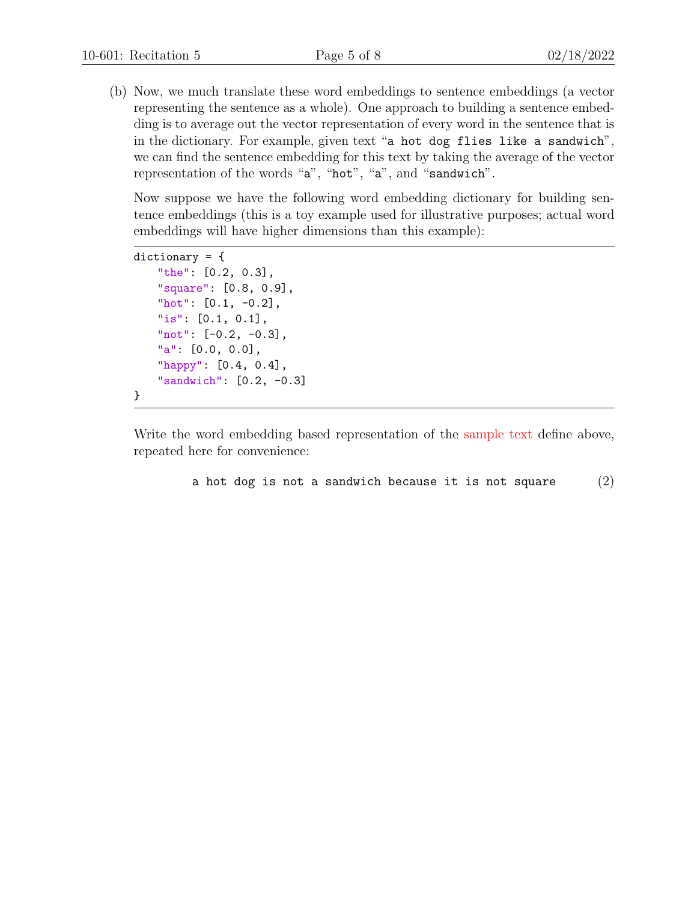(b) Now, we much translate these word embeddings to sentence embeddings (a vector representing the sentence as a whole). One approach to building a sentence embedding is to average out the vector representation of every word in the sentence that is in the dictionary. For example, given text "`a hot dog flies like a sandwich`", we can find the sentence embedding for this text by taking the average of the vector representation of the words "`a`", "`hot`", "`a`", and "`sandwich`".

Now suppose we have the following word embedding dictionary for building sentence embeddings (this is a toy example used for illustrative purposes; actual word embeddings will have higher dimensions than this example):

```
dictionary = {
    "the": [0.2, 0.3],
    "square": [0.8, 0.9],
    "hot": [0.1, -0.2],
    "is": [0.1, 0.1],
    "not": [-0.2, -0.3],
    "a": [0.0, 0.0],
    "happy": [0.4, 0.4],
    "sandwich": [0.2, -0.3]
}
```

Write the word embedding based representation of the sample text define above, repeated here for convenience:

$$\texttt{a hot dog is not a sandwich because it is not square} \tag{2}$$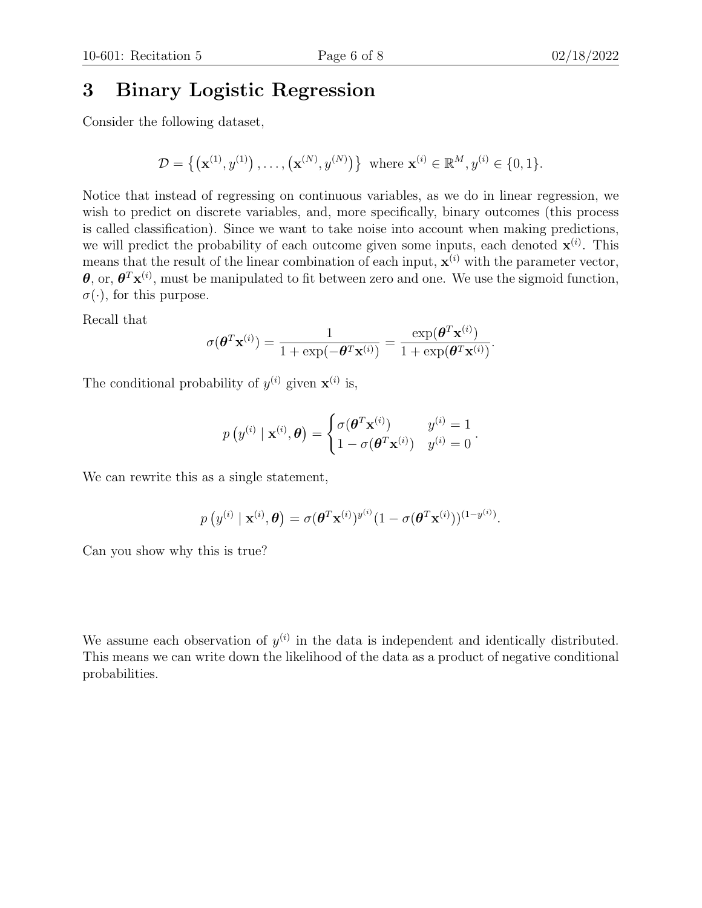# 3 Binary Logistic Regression

Consider the following dataset,

$$\mathcal{D} = \left\{ \left(\mathbf{x}^{(1)}, y^{(1)}\right), \ldots, \left(\mathbf{x}^{(N)}, y^{(N)}\right) \right\} \text{ where } \mathbf{x}^{(i)} \in \mathbb{R}^M, y^{(i)} \in \{0, 1\}.$$

Notice that instead of regressing on continuous variables, as we do in linear regression, we wish to predict on discrete variables, and, more specifically, binary outcomes (this process is called classification). Since we want to take noise into account when making predictions, we will predict the probability of each outcome given some inputs, each denoted $\mathbf{x}^{(i)}$. This means that the result of the linear combination of each input, $\mathbf{x}^{(i)}$ with the parameter vector, $\boldsymbol{\theta}$, or, $\boldsymbol{\theta}^T \mathbf{x}^{(i)}$, must be manipulated to fit between zero and one. We use the sigmoid function, $\sigma(\cdot)$, for this purpose.

Recall that

$$\sigma(\boldsymbol{\theta}^T \mathbf{x}^{(i)}) = \frac{1}{1 + \exp(-\boldsymbol{\theta}^T \mathbf{x}^{(i)})} = \frac{\exp(\boldsymbol{\theta}^T \mathbf{x}^{(i)})}{1 + \exp(\boldsymbol{\theta}^T \mathbf{x}^{(i)})}.$$

The conditional probability of $y^{(i)}$ given $\mathbf{x}^{(i)}$ is,

$$p\left(y^{(i)} \mid \mathbf{x}^{(i)}, \boldsymbol{\theta}\right) = \begin{cases} \sigma(\boldsymbol{\theta}^T \mathbf{x}^{(i)}) & y^{(i)} = 1 \\ 1 - \sigma(\boldsymbol{\theta}^T \mathbf{x}^{(i)}) & y^{(i)} = 0 \end{cases}.$$

We can rewrite this as a single statement,

$$p\left(y^{(i)} \mid \mathbf{x}^{(i)}, \boldsymbol{\theta}\right) = \sigma(\boldsymbol{\theta}^T \mathbf{x}^{(i)})^{y^{(i)}} (1 - \sigma(\boldsymbol{\theta}^T \mathbf{x}^{(i)}))^{(1 - y^{(i)})}.$$

Can you show why this is true?

We assume each observation of $y^{(i)}$ in the data is independent and identically distributed. This means we can write down the likelihood of the data as a product of negative conditional probabilities.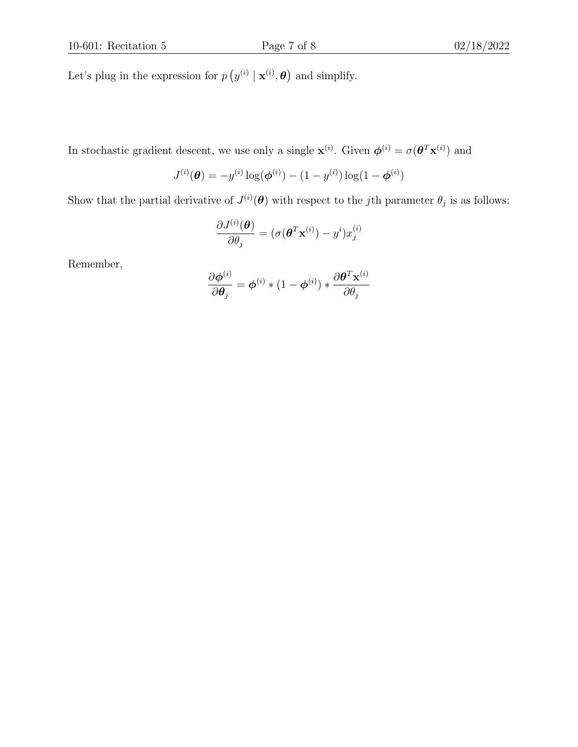Let's plug in the expression for $p\left(y^{(i)} \mid \mathbf{x}^{(i)}, \boldsymbol{\theta}\right)$ and simplify.

In stochastic gradient descent, we use only a single $\mathbf{x}^{(i)}$. Given $\boldsymbol{\phi}^{(i)} = \sigma(\boldsymbol{\theta}^T \mathbf{x}^{(i)})$ and

$$J^{(i)}(\boldsymbol{\theta}) = -y^{(i)} \log(\boldsymbol{\phi}^{(i)}) - (1 - y^{(i)}) \log(1 - \boldsymbol{\phi}^{(i)})$$

Show that the partial derivative of $J^{(i)}(\boldsymbol{\theta})$ with respect to the $j$th parameter $\theta_j$ is as follows:

$$\frac{\partial J^{(i)}(\boldsymbol{\theta})}{\partial \theta_j} = (\sigma(\boldsymbol{\theta}^T \mathbf{x}^{(i)}) - y^i) x_j^{(i)}$$

Remember,

$$\frac{\partial \boldsymbol{\phi}^{(i)}}{\partial \boldsymbol{\theta}_j} = \boldsymbol{\phi}^{(i)} * (1 - \boldsymbol{\phi}^{(i)}) * \frac{\partial \boldsymbol{\theta}^T \mathbf{x}^{(i)}}{\partial \theta_j}$$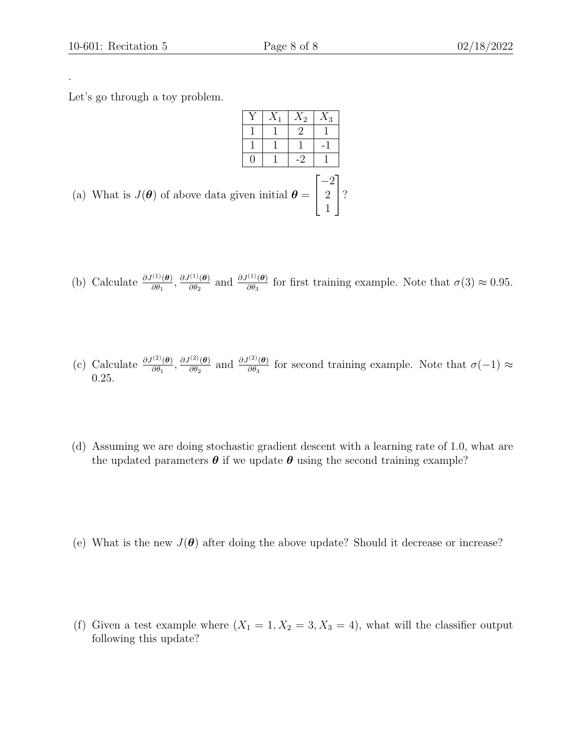.

Let's go through a toy problem.

| Y | $X_1$ | $X_2$ | $X_3$ |
|---|---|---|---|
| 1 | 1 | 2 | 1 |
| 1 | 1 | 1 | -1 |
| 0 | 1 | -2 | 1 |

(a) What is $J(\boldsymbol{\theta})$ of above data given initial $\boldsymbol{\theta} = \begin{bmatrix} -2 \\ 2 \\ 1 \end{bmatrix}$?

(b) Calculate $\frac{\partial J^{(1)}(\boldsymbol{\theta})}{\partial \theta_1}$, $\frac{\partial J^{(1)}(\boldsymbol{\theta})}{\partial \theta_2}$ and $\frac{\partial J^{(1)}(\boldsymbol{\theta})}{\partial \theta_3}$ for first training example. Note that $\sigma(3) \approx 0.95$.

(c) Calculate $\frac{\partial J^{(2)}(\boldsymbol{\theta})}{\partial \theta_1}$, $\frac{\partial J^{(2)}(\boldsymbol{\theta})}{\partial \theta_2}$ and $\frac{\partial J^{(2)}(\boldsymbol{\theta})}{\partial \theta_3}$ for second training example. Note that $\sigma(-1) \approx 0.25$.

(d) Assuming we are doing stochastic gradient descent with a learning rate of 1.0, what are the updated parameters $\boldsymbol{\theta}$ if we update $\boldsymbol{\theta}$ using the second training example?

(e) What is the new $J(\boldsymbol{\theta})$ after doing the above update? Should it decrease or increase?

(f) Given a test example where $(X_1 = 1, X_2 = 3, X_3 = 4)$, what will the classifier output following this update?